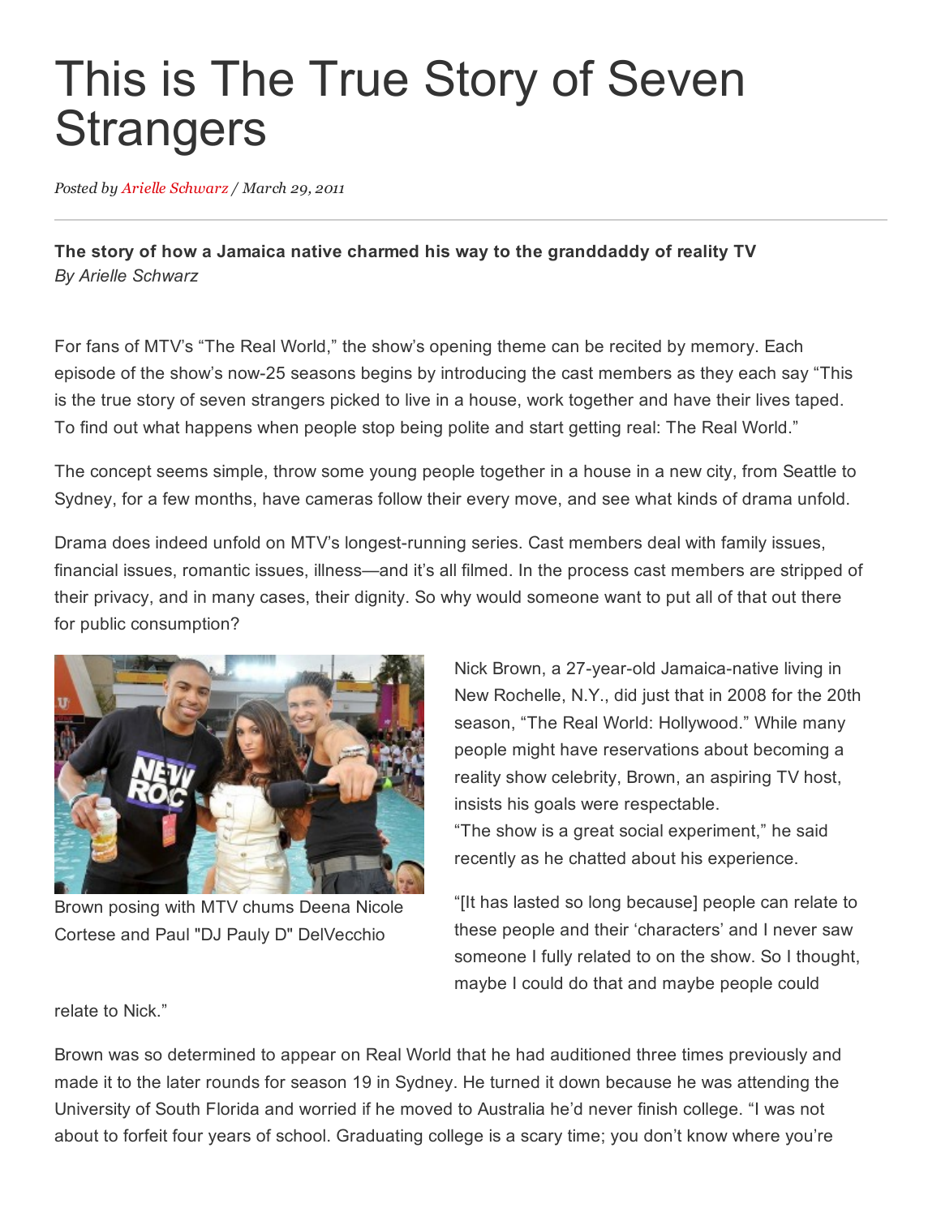# This is The True Story of Seven Strangers

*Posted by Arielle Schwarz / March 29, 2011*

---

**The story of how a Jamaica native charmed his way to the granddaddy of reality TV**
*By Arielle Schwarz*

For fans of MTV's "The Real World," the show's opening theme can be recited by memory. Each episode of the show's now-25 seasons begins by introducing the cast members as they each say "This is the true story of seven strangers picked to live in a house, work together and have their lives taped. To find out what happens when people stop being polite and start getting real: The Real World."

The concept seems simple, throw some young people together in a house in a new city, from Seattle to Sydney, for a few months, have cameras follow their every move, and see what kinds of drama unfold.

Drama does indeed unfold on MTV's longest-running series. Cast members deal with family issues, financial issues, romantic issues, illness—and it's all filmed. In the process cast members are stripped of their privacy, and in many cases, their dignity. So why would someone want to put all of that out there for public consumption?

Brown posing with MTV chums Deena Nicole Cortese and Paul "DJ Pauly D" DelVecchio

Nick Brown, a 27-year-old Jamaica-native living in New Rochelle, N.Y., did just that in 2008 for the 20th season, "The Real World: Hollywood." While many people might have reservations about becoming a reality show celebrity, Brown, an aspiring TV host, insists his goals were respectable.

"The show is a great social experiment," he said recently as he chatted about his experience.

"[It has lasted so long because] people can relate to these people and their 'characters' and I never saw someone I fully related to on the show. So I thought, maybe I could do that and maybe people could relate to Nick."

Brown was so determined to appear on Real World that he had auditioned three times previously and made it to the later rounds for season 19 in Sydney. He turned it down because he was attending the University of South Florida and worried if he moved to Australia he'd never finish college. "I was not about to forfeit four years of school. Graduating college is a scary time; you don't know where you're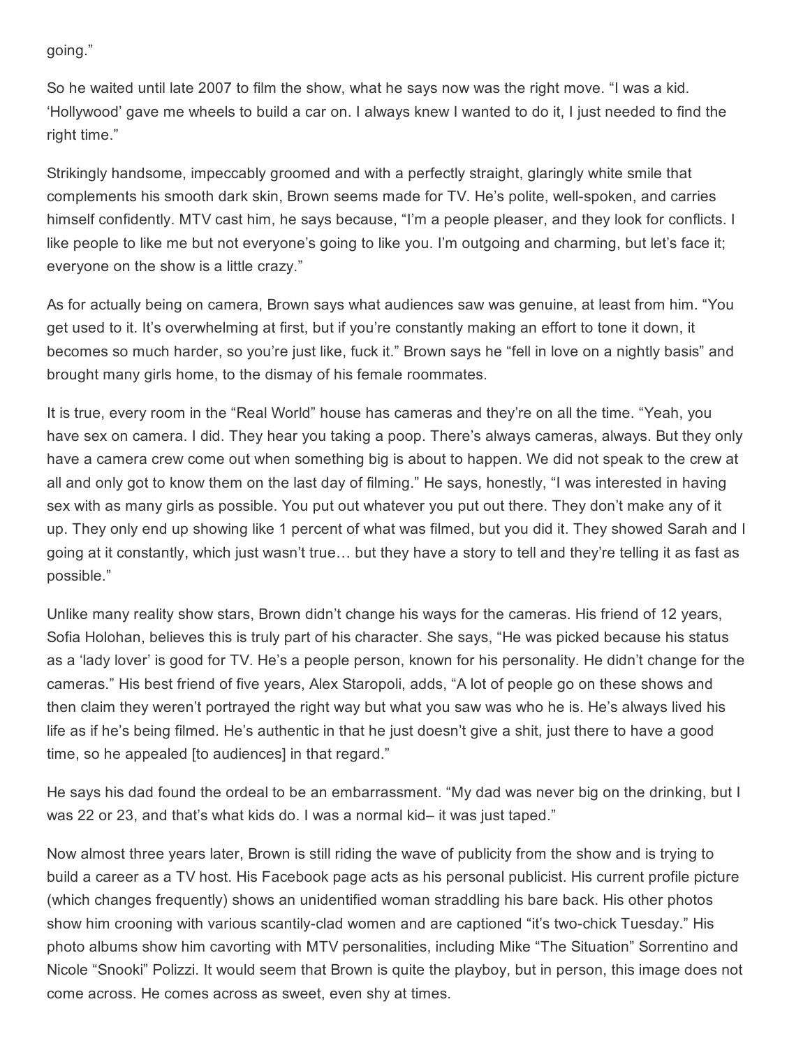going."

So he waited until late 2007 to film the show, what he says now was the right move. "I was a kid. 'Hollywood' gave me wheels to build a car on. I always knew I wanted to do it, I just needed to find the right time."

Strikingly handsome, impeccably groomed and with a perfectly straight, glaringly white smile that complements his smooth dark skin, Brown seems made for TV. He's polite, well-spoken, and carries himself confidently. MTV cast him, he says because, "I'm a people pleaser, and they look for conflicts. I like people to like me but not everyone's going to like you. I'm outgoing and charming, but let's face it; everyone on the show is a little crazy."

As for actually being on camera, Brown says what audiences saw was genuine, at least from him. "You get used to it. It's overwhelming at first, but if you're constantly making an effort to tone it down, it becomes so much harder, so you're just like, fuck it." Brown says he "fell in love on a nightly basis" and brought many girls home, to the dismay of his female roommates.

It is true, every room in the "Real World" house has cameras and they're on all the time. "Yeah, you have sex on camera. I did. They hear you taking a poop. There's always cameras, always. But they only have a camera crew come out when something big is about to happen. We did not speak to the crew at all and only got to know them on the last day of filming." He says, honestly, "I was interested in having sex with as many girls as possible. You put out whatever you put out there. They don't make any of it up. They only end up showing like 1 percent of what was filmed, but you did it. They showed Sarah and I going at it constantly, which just wasn't true… but they have a story to tell and they're telling it as fast as possible."

Unlike many reality show stars, Brown didn't change his ways for the cameras. His friend of 12 years, Sofia Holohan, believes this is truly part of his character. She says, "He was picked because his status as a 'lady lover' is good for TV. He's a people person, known for his personality. He didn't change for the cameras." His best friend of five years, Alex Staropoli, adds, "A lot of people go on these shows and then claim they weren't portrayed the right way but what you saw was who he is. He's always lived his life as if he's being filmed. He's authentic in that he just doesn't give a shit, just there to have a good time, so he appealed [to audiences] in that regard."

He says his dad found the ordeal to be an embarrassment. "My dad was never big on the drinking, but I was 22 or 23, and that's what kids do. I was a normal kid– it was just taped."

Now almost three years later, Brown is still riding the wave of publicity from the show and is trying to build a career as a TV host. His Facebook page acts as his personal publicist. His current profile picture (which changes frequently) shows an unidentified woman straddling his bare back. His other photos show him crooning with various scantily-clad women and are captioned "it's two-chick Tuesday." His photo albums show him cavorting with MTV personalities, including Mike "The Situation" Sorrentino and Nicole "Snooki" Polizzi. It would seem that Brown is quite the playboy, but in person, this image does not come across. He comes across as sweet, even shy at times.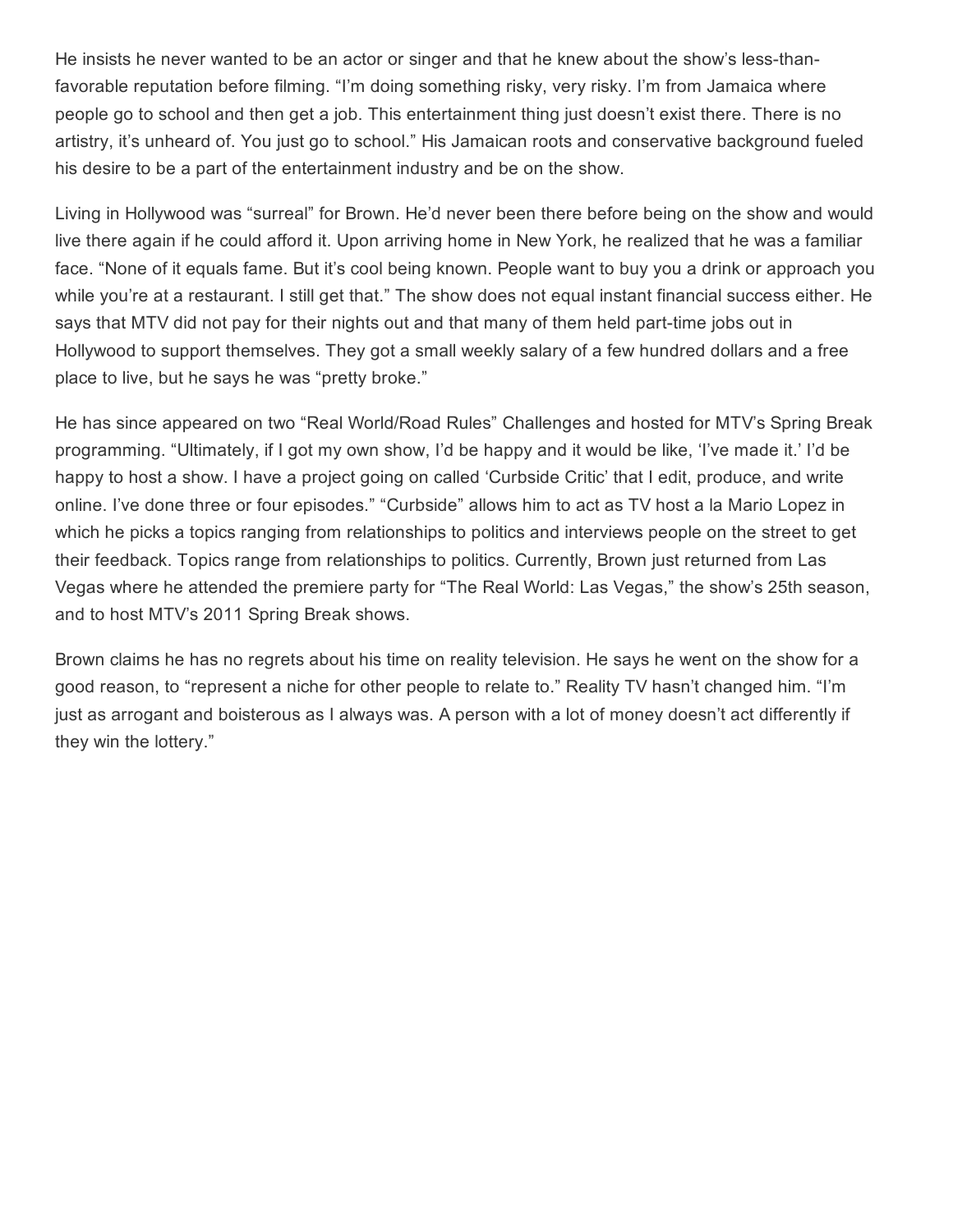He insists he never wanted to be an actor or singer and that he knew about the show's less-than-favorable reputation before filming. "I'm doing something risky, very risky. I'm from Jamaica where people go to school and then get a job. This entertainment thing just doesn't exist there. There is no artistry, it's unheard of. You just go to school." His Jamaican roots and conservative background fueled his desire to be a part of the entertainment industry and be on the show.

Living in Hollywood was "surreal" for Brown. He'd never been there before being on the show and would live there again if he could afford it. Upon arriving home in New York, he realized that he was a familiar face. "None of it equals fame. But it's cool being known. People want to buy you a drink or approach you while you're at a restaurant. I still get that." The show does not equal instant financial success either. He says that MTV did not pay for their nights out and that many of them held part-time jobs out in Hollywood to support themselves. They got a small weekly salary of a few hundred dollars and a free place to live, but he says he was "pretty broke."

He has since appeared on two "Real World/Road Rules" Challenges and hosted for MTV's Spring Break programming. "Ultimately, if I got my own show, I'd be happy and it would be like, 'I've made it.' I'd be happy to host a show. I have a project going on called 'Curbside Critic' that I edit, produce, and write online. I've done three or four episodes." "Curbside" allows him to act as TV host a la Mario Lopez in which he picks a topics ranging from relationships to politics and interviews people on the street to get their feedback. Topics range from relationships to politics. Currently, Brown just returned from Las Vegas where he attended the premiere party for "The Real World: Las Vegas," the show's 25th season, and to host MTV's 2011 Spring Break shows.

Brown claims he has no regrets about his time on reality television. He says he went on the show for a good reason, to "represent a niche for other people to relate to." Reality TV hasn't changed him. "I'm just as arrogant and boisterous as I always was. A person with a lot of money doesn't act differently if they win the lottery."